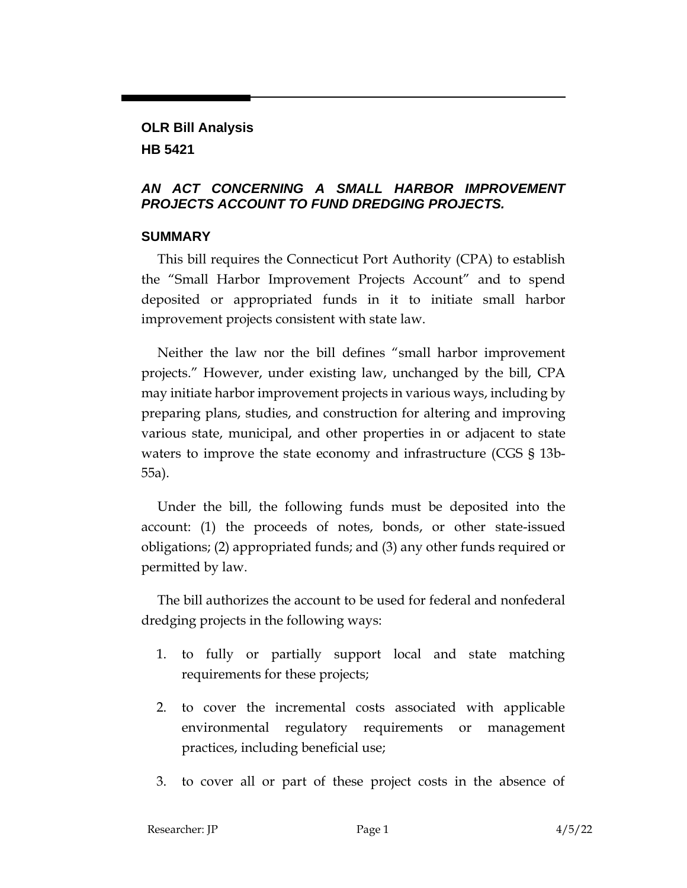**OLR Bill Analysis**

**HB 5421**

## *AN ACT CONCERNING A SMALL HARBOR IMPROVEMENT PROJECTS ACCOUNT TO FUND DREDGING PROJECTS.*

### SUMMARY

This bill requires the Connecticut Port Authority (CPA) to establish the "Small Harbor Improvement Projects Account" and to spend deposited or appropriated funds in it to initiate small harbor improvement projects consistent with state law.

Neither the law nor the bill defines "small harbor improvement projects." However, under existing law, unchanged by the bill, CPA may initiate harbor improvement projects in various ways, including by preparing plans, studies, and construction for altering and improving various state, municipal, and other properties in or adjacent to state waters to improve the state economy and infrastructure (CGS § 13b-55a).

Under the bill, the following funds must be deposited into the account: (1) the proceeds of notes, bonds, or other state-issued obligations; (2) appropriated funds; and (3) any other funds required or permitted by law.

The bill authorizes the account to be used for federal and nonfederal dredging projects in the following ways:

1. to fully or partially support local and state matching requirements for these projects;
2. to cover the incremental costs associated with applicable environmental regulatory requirements or management practices, including beneficial use;
3. to cover all or part of these project costs in the absence of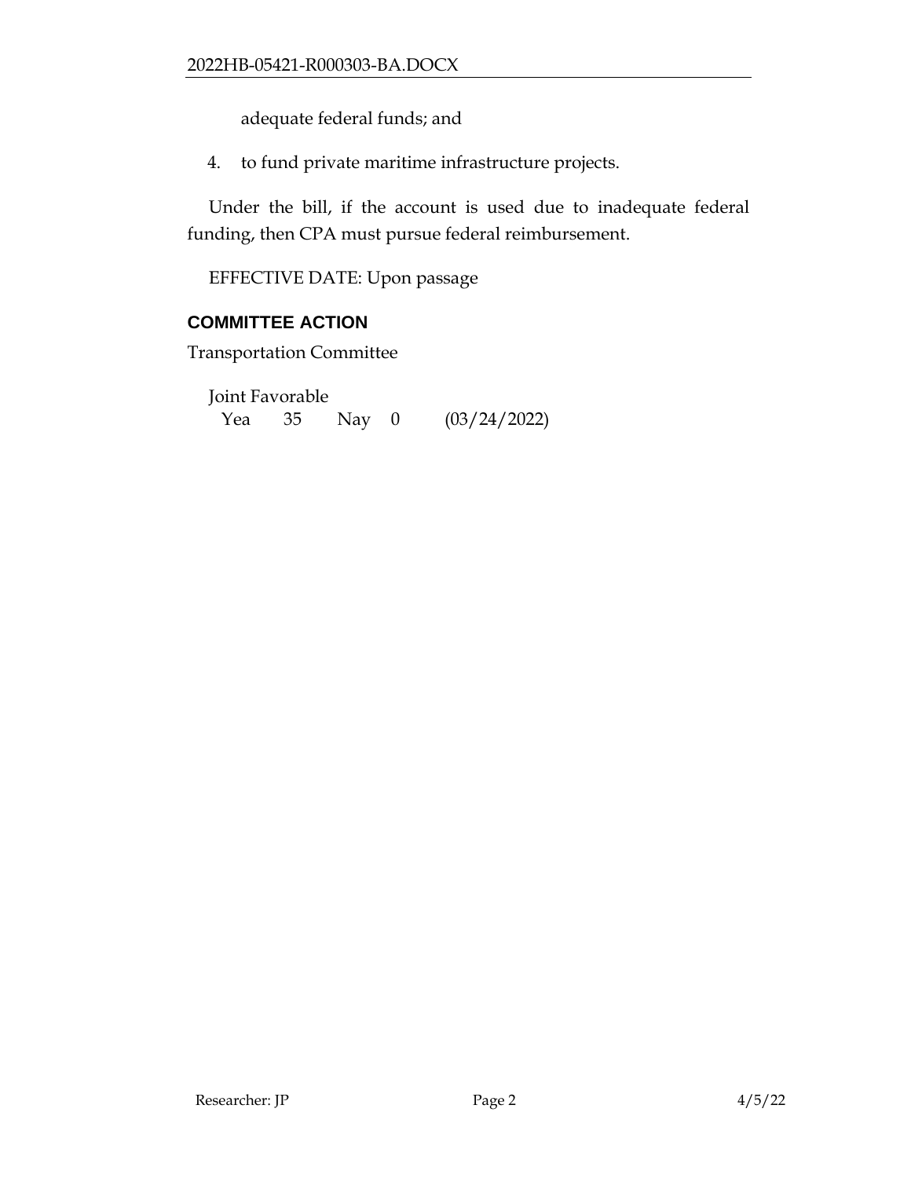adequate federal funds; and

4. to fund private maritime infrastructure projects.

Under the bill, if the account is used due to inadequate federal funding, then CPA must pursue federal reimbursement.

EFFECTIVE DATE: Upon passage

## COMMITTEE ACTION

Transportation Committee

Joint Favorable
Yea 35 Nay 0 (03/24/2022)